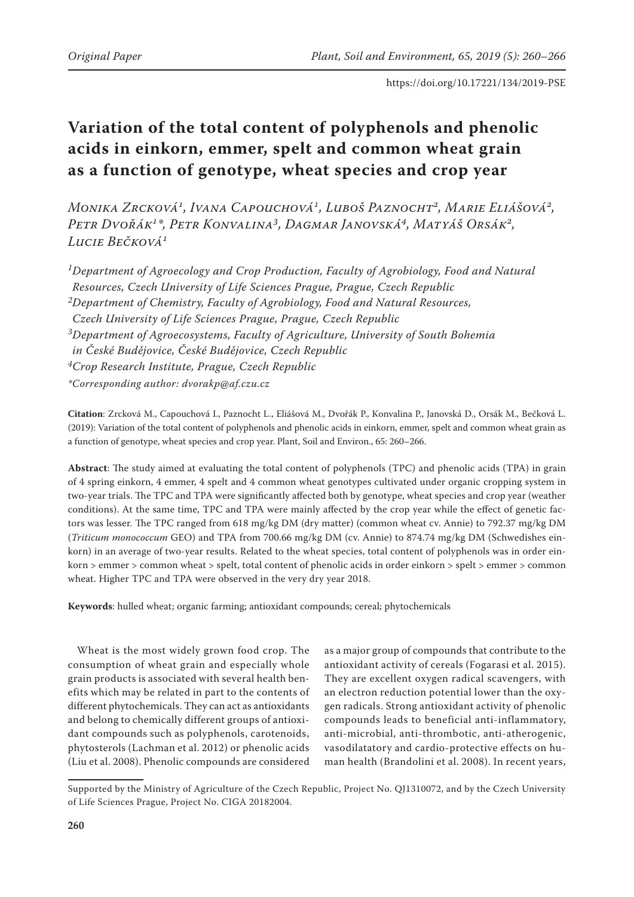Original Paper

https://doi.org/10.17221/134/2019-PSE

# Variation of the total content of polyphenols and phenolic acids in einkorn, emmer, spelt and common wheat grain as a function of genotype, wheat species and crop year

*Monika Zrcková[1], Ivana Capouchová[1], Luboš Paznocht[2], Marie Eliášová[2], Petr Dvořák[1]\*, Petr Konvalina[3], Dagmar Janovská[4], Matyáš Orsák[2], Lucie Bečková[1]*

*[1]Department of Agroecology and Crop Production, Faculty of Agrobiology, Food and Natural Resources, Czech University of Life Sciences Prague, Prague, Czech Republic*
*[2]Department of Chemistry, Faculty of Agrobiology, Food and Natural Resources, Czech University of Life Sciences Prague, Prague, Czech Republic*
*[3]Department of Agroecosystems, Faculty of Agriculture, University of South Bohemia in České Budějovice, České Budějovice, Czech Republic*
*[4]Crop Research Institute, Prague, Czech Republic*
*\*Corresponding author: dvorakp@af.czu.cz*

**Citation**: Zrcková M., Capouchová I., Paznocht L., Eliášová M., Dvořák P., Konvalina P., Janovská D., Orsák M., Bečková L. (2019): Variation of the total content of polyphenols and phenolic acids in einkorn, emmer, spelt and common wheat grain as a function of genotype, wheat species and crop year. Plant, Soil and Environ., 65: 260–266.

**Abstract**: The study aimed at evaluating the total content of polyphenols (TPC) and phenolic acids (TPA) in grain of 4 spring einkorn, 4 emmer, 4 spelt and 4 common wheat genotypes cultivated under organic cropping system in two-year trials. The TPC and TPA were significantly affected both by genotype, wheat species and crop year (weather conditions). At the same time, TPC and TPA were mainly affected by the crop year while the effect of genetic factors was lesser. The TPC ranged from 618 mg/kg DM (dry matter) (common wheat cv. Annie) to 792.37 mg/kg DM (*Triticum monococcum* GEO) and TPA from 700.66 mg/kg DM (cv. Annie) to 874.74 mg/kg DM (Schwedishes einkorn) in an average of two-year results. Related to the wheat species, total content of polyphenols was in order einkorn > emmer > common wheat > spelt, total content of phenolic acids in order einkorn > spelt > emmer > common wheat. Higher TPC and TPA were observed in the very dry year 2018.

**Keywords**: hulled wheat; organic farming; antioxidant compounds; cereal; phytochemicals

Wheat is the most widely grown food crop. The consumption of wheat grain and especially whole grain products is associated with several health benefits which may be related in part to the contents of different phytochemicals. They can act as antioxidants and belong to chemically different groups of antioxidant compounds such as polyphenols, carotenoids, phytosterols (Lachman et al. 2012) or phenolic acids (Liu et al. 2008). Phenolic compounds are considered as a major group of compounds that contribute to the antioxidant activity of cereals (Fogarasi et al. 2015). They are excellent oxygen radical scavengers, with an electron reduction potential lower than the oxygen radicals. Strong antioxidant activity of phenolic compounds leads to beneficial anti-inflammatory, anti-microbial, anti-thrombotic, anti-atherogenic, vasodilatatory and cardio-protective effects on human health (Brandolini et al. 2008). In recent years,

Supported by the Ministry of Agriculture of the Czech Republic, Project No. QJ1310072, and by the Czech University of Life Sciences Prague, Project No. CIGA 20182004.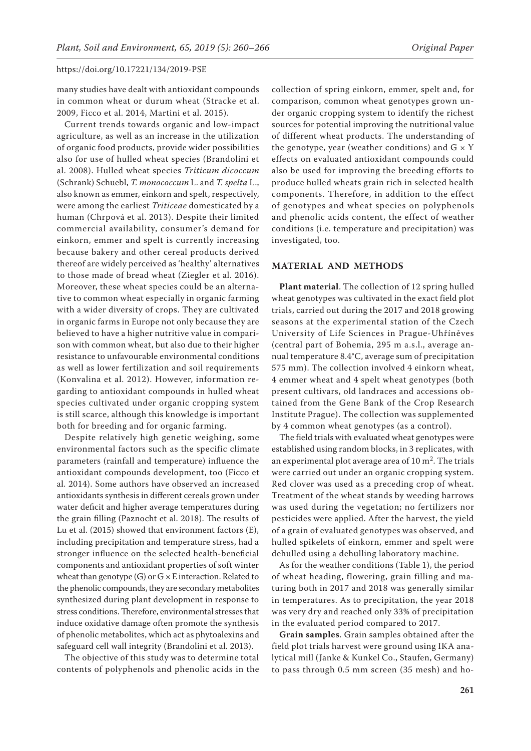many studies have dealt with antioxidant compounds in common wheat or durum wheat (Stracke et al. 2009, Ficco et al. 2014, Martini et al. 2015).

Current trends towards organic and low-impact agriculture, as well as an increase in the utilization of organic food products, provide wider possibilities also for use of hulled wheat species (Brandolini et al. 2008). Hulled wheat species *Triticum dicoccum* (Schrank) Schuebl, *T. monococcum* L. and *T. spelta* L., also known as emmer, einkorn and spelt, respectively, were among the earliest *Triticeae* domesticated by a human (Chrpová et al. 2013). Despite their limited commercial availability, consumer's demand for einkorn, emmer and spelt is currently increasing because bakery and other cereal products derived thereof are widely perceived as 'healthy' alternatives to those made of bread wheat (Ziegler et al. 2016). Moreover, these wheat species could be an alternative to common wheat especially in organic farming with a wider diversity of crops. They are cultivated in organic farms in Europe not only because they are believed to have a higher nutritive value in comparison with common wheat, but also due to their higher resistance to unfavourable environmental conditions as well as lower fertilization and soil requirements (Konvalina et al. 2012). However, information regarding to antioxidant compounds in hulled wheat species cultivated under organic cropping system is still scarce, although this knowledge is important both for breeding and for organic farming.

Despite relatively high genetic weighing, some environmental factors such as the specific climate parameters (rainfall and temperature) influence the antioxidant compounds development, too (Ficco et al. 2014). Some authors have observed an increased antioxidants synthesis in different cereals grown under water deficit and higher average temperatures during the grain filling (Paznocht et al. 2018). The results of Lu et al. (2015) showed that environment factors (E), including precipitation and temperature stress, had a stronger influence on the selected health-beneficial components and antioxidant properties of soft winter wheat than genotype (G) or G × E interaction. Related to the phenolic compounds, they are secondary metabolites synthesized during plant development in response to stress conditions. Therefore, environmental stresses that induce oxidative damage often promote the synthesis of phenolic metabolites, which act as phytoalexins and safeguard cell wall integrity (Brandolini et al. 2013).

The objective of this study was to determine total contents of polyphenols and phenolic acids in the collection of spring einkorn, emmer, spelt and, for comparison, common wheat genotypes grown under organic cropping system to identify the richest sources for potential improving the nutritional value of different wheat products. The understanding of the genotype, year (weather conditions) and G × Y effects on evaluated antioxidant compounds could also be used for improving the breeding efforts to produce hulled wheats grain rich in selected health components. Therefore, in addition to the effect of genotypes and wheat species on polyphenols and phenolic acids content, the effect of weather conditions (i.e. temperature and precipitation) was investigated, too.

## MATERIAL AND METHODS

**Plant material**. The collection of 12 spring hulled wheat genotypes was cultivated in the exact field plot trials, carried out during the 2017 and 2018 growing seasons at the experimental station of the Czech University of Life Sciences in Prague-Uhříněves (central part of Bohemia, 295 m a.s.l., average annual temperature 8.4°C, average sum of precipitation 575 mm). The collection involved 4 einkorn wheat, 4 emmer wheat and 4 spelt wheat genotypes (both present cultivars, old landraces and accessions obtained from the Gene Bank of the Crop Research Institute Prague). The collection was supplemented by 4 common wheat genotypes (as a control).

The field trials with evaluated wheat genotypes were established using random blocks, in 3 replicates, with an experimental plot average area of 10 m$^2$. The trials were carried out under an organic cropping system. Red clover was used as a preceding crop of wheat. Treatment of the wheat stands by weeding harrows was used during the vegetation; no fertilizers nor pesticides were applied. After the harvest, the yield of a grain of evaluated genotypes was observed, and hulled spikelets of einkorn, emmer and spelt were dehulled using a dehulling laboratory machine.

As for the weather conditions (Table 1), the period of wheat heading, flowering, grain filling and maturing both in 2017 and 2018 was generally similar in temperatures. As to precipitation, the year 2018 was very dry and reached only 33% of precipitation in the evaluated period compared to 2017.

**Grain samples**. Grain samples obtained after the field plot trials harvest were ground using IKA analytical mill (Janke & Kunkel Co., Staufen, Germany) to pass through 0.5 mm screen (35 mesh) and ho-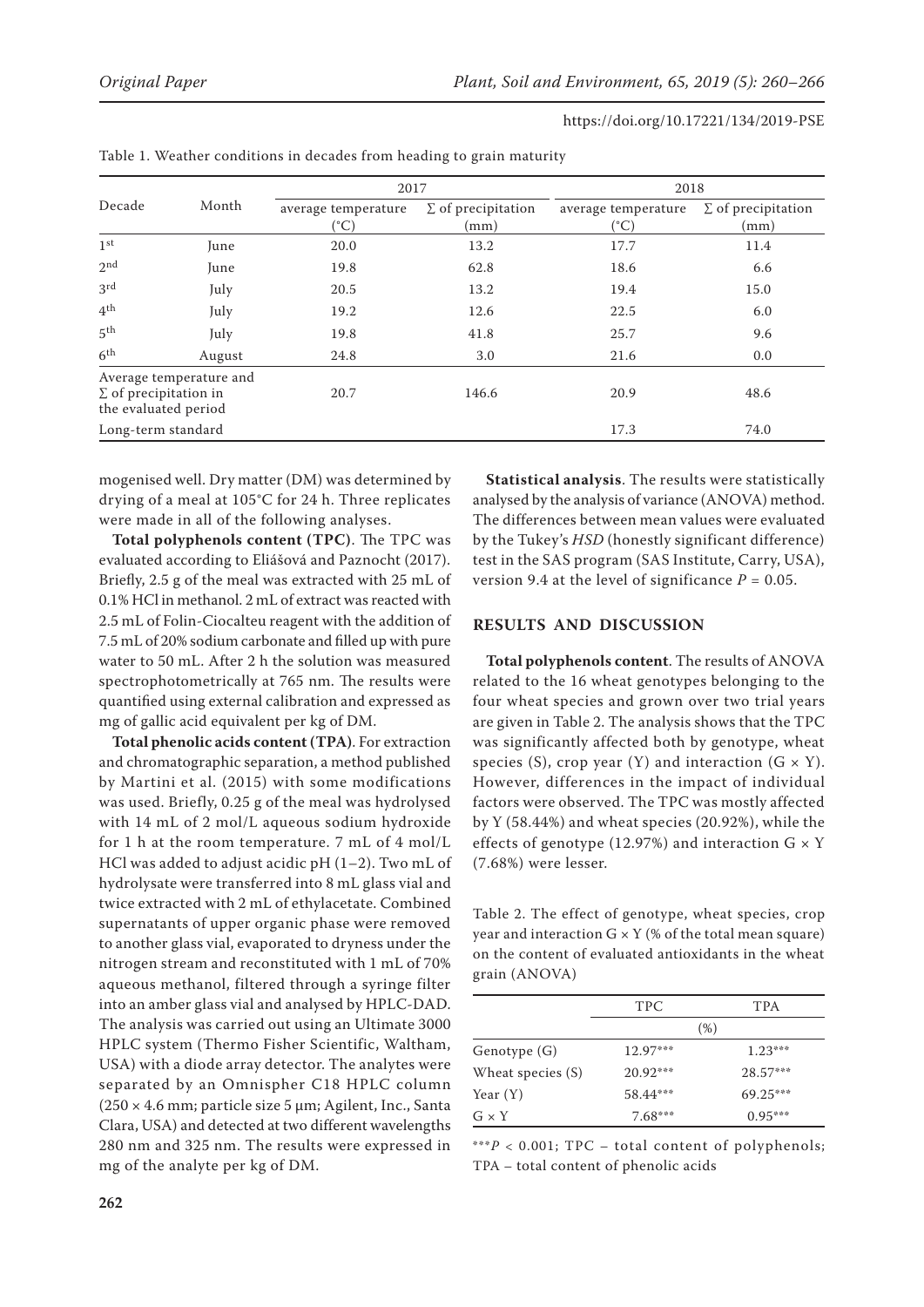Table 1. Weather conditions in decades from heading to grain maturity

| Decade | Month | 2017 | | 2018 | |
|---|---|---|---|---|---|
| | | average temperature (°C) | ∑ of precipitation (mm) | average temperature (°C) | ∑ of precipitation (mm) |
| 1st | June | 20.0 | 13.2 | 17.7 | 11.4 |
| 2nd | June | 19.8 | 62.8 | 18.6 | 6.6 |
| 3rd | July | 20.5 | 13.2 | 19.4 | 15.0 |
| 4th | July | 19.2 | 12.6 | 22.5 | 6.0 |
| 5th | July | 19.8 | 41.8 | 25.7 | 9.6 |
| 6th | August | 24.8 | 3.0 | 21.6 | 0.0 |
| Average temperature and ∑ of precipitation in the evaluated period | | 20.7 | 146.6 | 20.9 | 48.6 |
| Long-term standard | | | | 17.3 | 74.0 |

mogenised well. Dry matter (DM) was determined by drying of a meal at 105°C for 24 h. Three replicates were made in all of the following analyses.

**Total polyphenols content (TPC)**. The TPC was evaluated according to Eliášová and Paznocht (2017). Briefly, 2.5 g of the meal was extracted with 25 mL of 0.1% HCl in methanol. 2 mL of extract was reacted with 2.5 mL of Folin-Ciocalteu reagent with the addition of 7.5 mL of 20% sodium carbonate and filled up with pure water to 50 mL. After 2 h the solution was measured spectrophotometrically at 765 nm. The results were quantified using external calibration and expressed as mg of gallic acid equivalent per kg of DM.

**Total phenolic acids content (TPA)**. For extraction and chromatographic separation, a method published by Martini et al. (2015) with some modifications was used. Briefly, 0.25 g of the meal was hydrolysed with 14 mL of 2 mol/L aqueous sodium hydroxide for 1 h at the room temperature. 7 mL of 4 mol/L HCl was added to adjust acidic pH (1–2). Two mL of hydrolysate were transferred into 8 mL glass vial and twice extracted with 2 mL of ethylacetate. Combined supernatants of upper organic phase were removed to another glass vial, evaporated to dryness under the nitrogen stream and reconstituted with 1 mL of 70% aqueous methanol, filtered through a syringe filter into an amber glass vial and analysed by HPLC-DAD. The analysis was carried out using an Ultimate 3000 HPLC system (Thermo Fisher Scientific, Waltham, USA) with a diode array detector. The analytes were separated by an Omnispher C18 HPLC column (250 × 4.6 mm; particle size 5 μm; Agilent, Inc., Santa Clara, USA) and detected at two different wavelengths 280 nm and 325 nm. The results were expressed in mg of the analyte per kg of DM.

**Statistical analysis**. The results were statistically analysed by the analysis of variance (ANOVA) method. The differences between mean values were evaluated by the Tukey's *HSD* (honestly significant difference) test in the SAS program (SAS Institute, Carry, USA), version 9.4 at the level of significance $P = 0.05$.

## RESULTS AND DISCUSSION

**Total polyphenols content**. The results of ANOVA related to the 16 wheat genotypes belonging to the four wheat species and grown over two trial years are given in Table 2. The analysis shows that the TPC was significantly affected both by genotype, wheat species (S), crop year (Y) and interaction (G × Y). However, differences in the impact of individual factors were observed. The TPC was mostly affected by Y (58.44%) and wheat species (20.92%), while the effects of genotype (12.97%) and interaction G × Y (7.68%) were lesser.

Table 2. The effect of genotype, wheat species, crop year and interaction G × Y (% of the total mean square) on the content of evaluated antioxidants in the wheat grain (ANOVA)

| | TPC | TPA |
|---|---|---|
| | (%) | |
| Genotype (G) | 12.97*** | 1.23*** |
| Wheat species (S) | 20.92*** | 28.57*** |
| Year (Y) | 58.44*** | 69.25*** |
| G × Y | 7.68*** | 0.95*** |

***$P < 0.001$; TPC – total content of polyphenols; TPA – total content of phenolic acids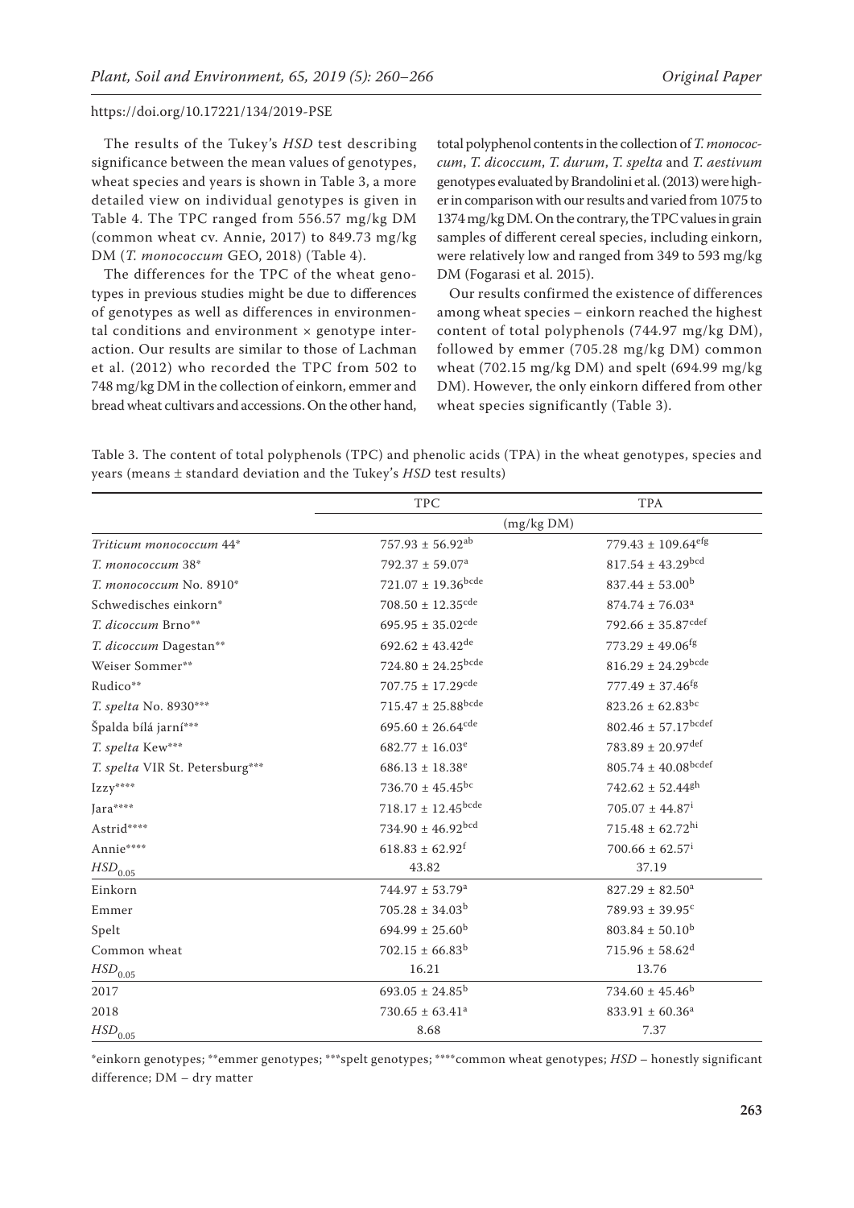The results of the Tukey's *HSD* test describing significance between the mean values of genotypes, wheat species and years is shown in Table 3, a more detailed view on individual genotypes is given in Table 4. The TPC ranged from 556.57 mg/kg DM (common wheat cv. Annie, 2017) to 849.73 mg/kg DM (*T. monococcum* GEO, 2018) (Table 4).

The differences for the TPC of the wheat genotypes in previous studies might be due to differences of genotypes as well as differences in environmental conditions and environment × genotype interaction. Our results are similar to those of Lachman et al. (2012) who recorded the TPC from 502 to 748 mg/kg DM in the collection of einkorn, emmer and bread wheat cultivars and accessions. On the other hand, total polyphenol contents in the collection of *T. monococcum*, *T. dicoccum*, *T. durum*, *T. spelta* and *T. aestivum* genotypes evaluated by Brandolini et al. (2013) were higher in comparison with our results and varied from 1075 to 1374 mg/kg DM. On the contrary, the TPC values in grain samples of different cereal species, including einkorn, were relatively low and ranged from 349 to 593 mg/kg DM (Fogarasi et al. 2015).

Our results confirmed the existence of differences among wheat species – einkorn reached the highest content of total polyphenols (744.97 mg/kg DM), followed by emmer (705.28 mg/kg DM) common wheat (702.15 mg/kg DM) and spelt (694.99 mg/kg DM). However, the only einkorn differed from other wheat species significantly (Table 3).

Table 3. The content of total polyphenols (TPC) and phenolic acids (TPA) in the wheat genotypes, species and years (means ± standard deviation and the Tukey's *HSD* test results)

| | TPC | TPA |
|---|---|---|
| | (mg/kg DM) | |
| *Triticum monococcum* 44* | 757.93 ± 56.92$^{ab}$ | 779.43 ± 109.64$^{efg}$ |
| *T. monococcum* 38* | 792.37 ± 59.07$^{a}$ | 817.54 ± 43.29$^{bcd}$ |
| *T. monococcum* No. 8910* | 721.07 ± 19.36$^{bcde}$ | 837.44 ± 53.00$^{b}$ |
| Schwedisches einkorn* | 708.50 ± 12.35$^{cde}$ | 874.74 ± 76.03$^{a}$ |
| *T. dicoccum* Brno** | 695.95 ± 35.02$^{cde}$ | 792.66 ± 35.87$^{cdef}$ |
| *T. dicoccum* Dagestan** | 692.62 ± 43.42$^{de}$ | 773.29 ± 49.06$^{fg}$ |
| Weiser Sommer** | 724.80 ± 24.25$^{bcde}$ | 816.29 ± 24.29$^{bcde}$ |
| Rudico** | 707.75 ± 17.29$^{cde}$ | 777.49 ± 37.46$^{fg}$ |
| *T. spelta* No. 8930*** | 715.47 ± 25.88$^{bcde}$ | 823.26 ± 62.83$^{bc}$ |
| Špalda bílá jarní*** | 695.60 ± 26.64$^{cde}$ | 802.46 ± 57.17$^{bcdef}$ |
| *T. spelta* Kew*** | 682.77 ± 16.03$^{e}$ | 783.89 ± 20.97$^{def}$ |
| *T. spelta* VIR St. Petersburg*** | 686.13 ± 18.38$^{e}$ | 805.74 ± 40.08$^{bcdef}$ |
| Izzy**** | 736.70 ± 45.45$^{bc}$ | 742.62 ± 52.44$^{gh}$ |
| Jara**** | 718.17 ± 12.45$^{bcde}$ | 705.07 ± 44.87$^{i}$ |
| Astrid**** | 734.90 ± 46.92$^{bcd}$ | 715.48 ± 62.72$^{hi}$ |
| Annie**** | 618.83 ± 62.92$^{f}$ | 700.66 ± 62.57$^{i}$ |
| $HSD_{0.05}$ | 43.82 | 37.19 |
| Einkorn | 744.97 ± 53.79$^{a}$ | 827.29 ± 82.50$^{a}$ |
| Emmer | 705.28 ± 34.03$^{b}$ | 789.93 ± 39.95$^{c}$ |
| Spelt | 694.99 ± 25.60$^{b}$ | 803.84 ± 50.10$^{b}$ |
| Common wheat | 702.15 ± 66.83$^{b}$ | 715.96 ± 58.62$^{d}$ |
| $HSD_{0.05}$ | 16.21 | 13.76 |
| 2017 | 693.05 ± 24.85$^{b}$ | 734.60 ± 45.46$^{b}$ |
| 2018 | 730.65 ± 63.41$^{a}$ | 833.91 ± 60.36$^{a}$ |
| $HSD_{0.05}$ | 8.68 | 7.37 |

*einkorn genotypes; **emmer genotypes; ***spelt genotypes; ****common wheat genotypes; *HSD* – honestly significant difference; DM – dry matter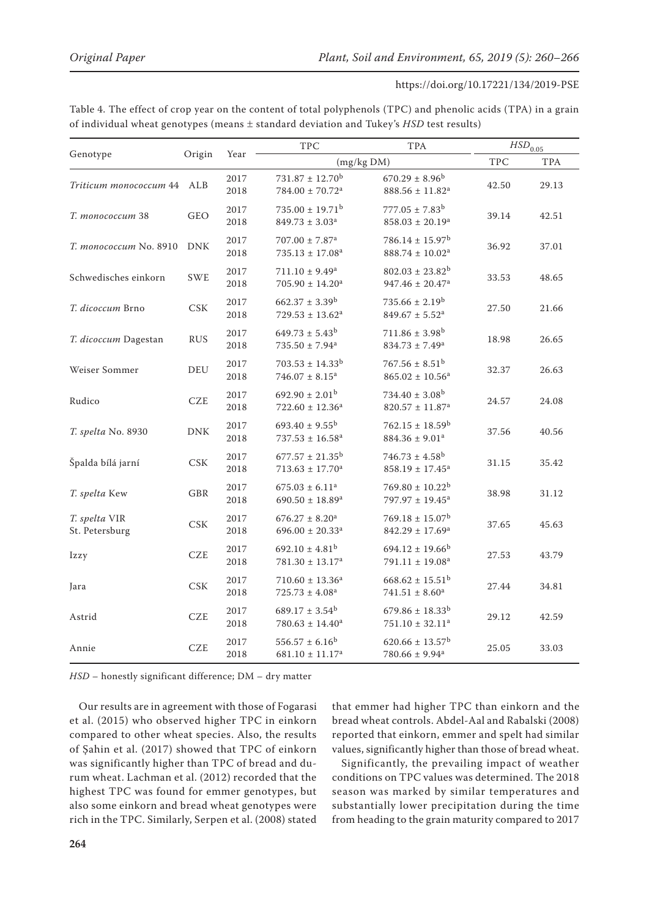Table 4. The effect of crop year on the content of total polyphenols (TPC) and phenolic acids (TPA) in a grain of individual wheat genotypes (means ± standard deviation and Tukey's *HSD* test results)

| Genotype | Origin | Year | TPC | TPA | $HSD_{0.05}$ | |
|---|---|---|---|---|---|---|
| | | | (mg/kg DM) | | TPC | TPA |
| *Triticum monococcum* 44 | ALB | 2017 | 731.87 ± 12.70[b] | 670.29 ± 8.96[b] | 42.50 | 29.13 |
| | | 2018 | 784.00 ± 70.72[a] | 888.56 ± 11.82[a] | | |
| *T. monococcum* 38 | GEO | 2017 | 735.00 ± 19.71[b] | 777.05 ± 7.83[b] | 39.14 | 42.51 |
| | | 2018 | 849.73 ± 3.03[a] | 858.03 ± 20.19[a] | | |
| *T. monococcum* No. 8910 | DNK | 2017 | 707.00 ± 7.87[a] | 786.14 ± 15.97[b] | 36.92 | 37.01 |
| | | 2018 | 735.13 ± 17.08[a] | 888.74 ± 10.02[a] | | |
| Schwedisches einkorn | SWE | 2017 | 711.10 ± 9.49[a] | 802.03 ± 23.82[b] | 33.53 | 48.65 |
| | | 2018 | 705.90 ± 14.20[a] | 947.46 ± 20.47[a] | | |
| *T. dicoccum* Brno | CSK | 2017 | 662.37 ± 3.39[b] | 735.66 ± 2.19[b] | 27.50 | 21.66 |
| | | 2018 | 729.53 ± 13.62[a] | 849.67 ± 5.52[a] | | |
| *T. dicoccum* Dagestan | RUS | 2017 | 649.73 ± 5.43[b] | 711.86 ± 3.98[b] | 18.98 | 26.65 |
| | | 2018 | 735.50 ± 7.94[a] | 834.73 ± 7.49[a] | | |
| Weiser Sommer | DEU | 2017 | 703.53 ± 14.33[b] | 767.56 ± 8.51[b] | 32.37 | 26.63 |
| | | 2018 | 746.07 ± 8.15[a] | 865.02 ± 10.56[a] | | |
| Rudico | CZE | 2017 | 692.90 ± 2.01[b] | 734.40 ± 3.08[b] | 24.57 | 24.08 |
| | | 2018 | 722.60 ± 12.36[a] | 820.57 ± 11.87[a] | | |
| *T. spelta* No. 8930 | DNK | 2017 | 693.40 ± 9.55[b] | 762.15 ± 18.59[b] | 37.56 | 40.56 |
| | | 2018 | 737.53 ± 16.58[a] | 884.36 ± 9.01[a] | | |
| Špalda bílá jarní | CSK | 2017 | 677.57 ± 21.35[b] | 746.73 ± 4.58[b] | 31.15 | 35.42 |
| | | 2018 | 713.63 ± 17.70[a] | 858.19 ± 17.45[a] | | |
| *T. spelta* Kew | GBR | 2017 | 675.03 ± 6.11[a] | 769.80 ± 10.22[b] | 38.98 | 31.12 |
| | | 2018 | 690.50 ± 18.89[a] | 797.97 ± 19.45[a] | | |
| *T. spelta* VIR St. Petersburg | CSK | 2017 | 676.27 ± 8.20[a] | 769.18 ± 15.07[b] | 37.65 | 45.63 |
| | | 2018 | 696.00 ± 20.33[a] | 842.29 ± 17.69[a] | | |
| Izzy | CZE | 2017 | 692.10 ± 4.81[b] | 694.12 ± 19.66[b] | 27.53 | 43.79 |
| | | 2018 | 781.30 ± 13.17[a] | 791.11 ± 19.08[a] | | |
| Jara | CSK | 2017 | 710.60 ± 13.36[a] | 668.62 ± 15.51[b] | 27.44 | 34.81 |
| | | 2018 | 725.73 ± 4.08[a] | 741.51 ± 8.60[a] | | |
| Astrid | CZE | 2017 | 689.17 ± 3.54[b] | 679.86 ± 18.33[b] | 29.12 | 42.59 |
| | | 2018 | 780.63 ± 14.40[a] | 751.10 ± 32.11[a] | | |
| Annie | CZE | 2017 | 556.57 ± 6.16[b] | 620.66 ± 13.57[b] | 25.05 | 33.03 |
| | | 2018 | 681.10 ± 11.17[a] | 780.66 ± 9.94[a] | | |

*HSD* – honestly significant difference; DM – dry matter

Our results are in agreement with those of Fogarasi et al. (2015) who observed higher TPC in einkorn compared to other wheat species. Also, the results of Şahin et al. (2017) showed that TPC of einkorn was significantly higher than TPC of bread and durum wheat. Lachman et al. (2012) recorded that the highest TPC was found for emmer genotypes, but also some einkorn and bread wheat genotypes were rich in the TPC. Similarly, Serpen et al. (2008) stated that emmer had higher TPC than einkorn and the bread wheat controls. Abdel-Aal and Rabalski (2008) reported that einkorn, emmer and spelt had similar values, significantly higher than those of bread wheat.

Significantly, the prevailing impact of weather conditions on TPC values was determined. The 2018 season was marked by similar temperatures and substantially lower precipitation during the time from heading to the grain maturity compared to 2017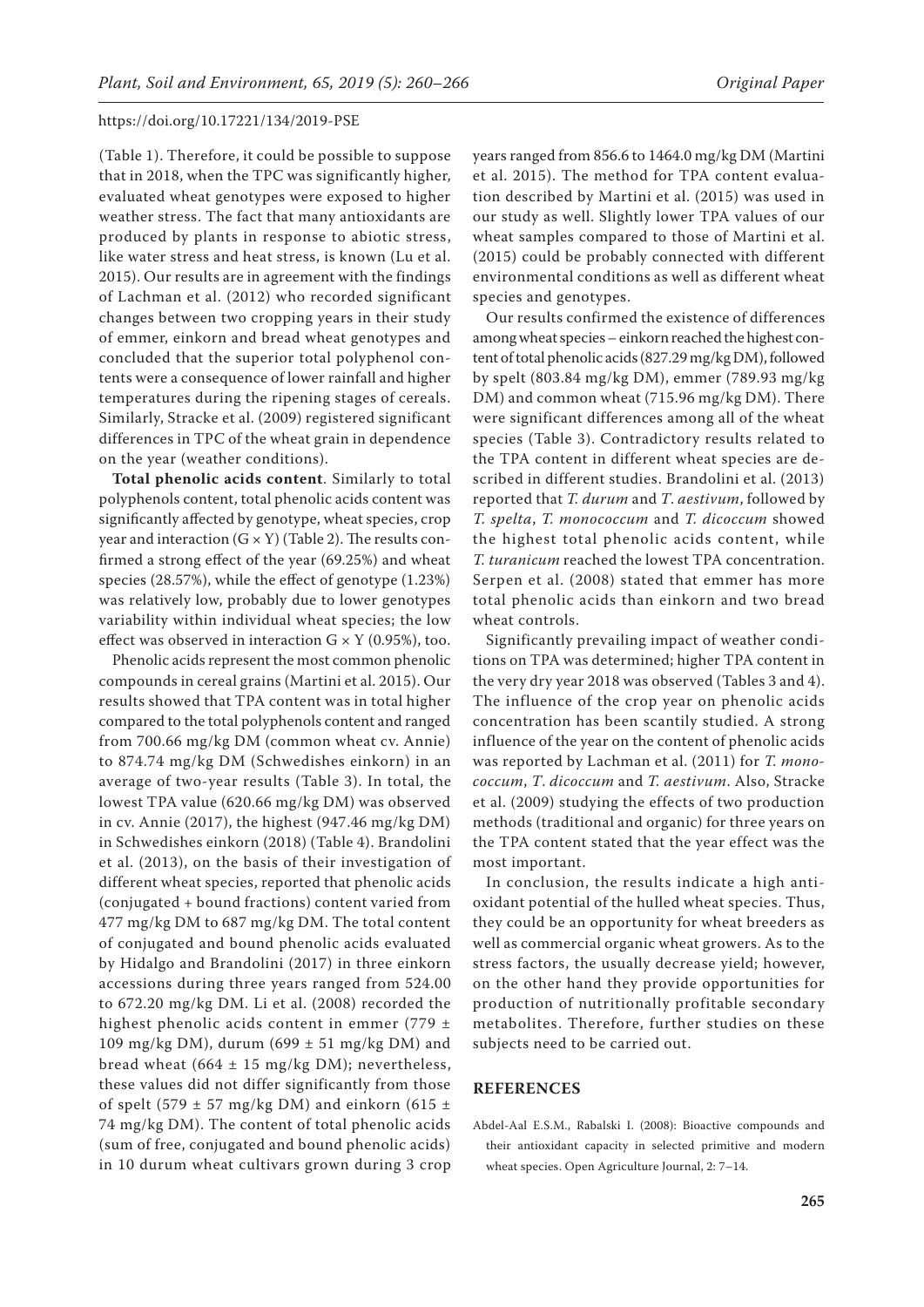(Table 1). Therefore, it could be possible to suppose that in 2018, when the TPC was significantly higher, evaluated wheat genotypes were exposed to higher weather stress. The fact that many antioxidants are produced by plants in response to abiotic stress, like water stress and heat stress, is known (Lu et al. 2015). Our results are in agreement with the findings of Lachman et al. (2012) who recorded significant changes between two cropping years in their study of emmer, einkorn and bread wheat genotypes and concluded that the superior total polyphenol contents were a consequence of lower rainfall and higher temperatures during the ripening stages of cereals. Similarly, Stracke et al. (2009) registered significant differences in TPC of the wheat grain in dependence on the year (weather conditions).

**Total phenolic acids content**. Similarly to total polyphenols content, total phenolic acids content was significantly affected by genotype, wheat species, crop year and interaction (G × Y) (Table 2). The results confirmed a strong effect of the year (69.25%) and wheat species (28.57%), while the effect of genotype (1.23%) was relatively low, probably due to lower genotypes variability within individual wheat species; the low effect was observed in interaction G × Y (0.95%), too.

Phenolic acids represent the most common phenolic compounds in cereal grains (Martini et al. 2015). Our results showed that TPA content was in total higher compared to the total polyphenols content and ranged from 700.66 mg/kg DM (common wheat cv. Annie) to 874.74 mg/kg DM (Schwedishes einkorn) in an average of two-year results (Table 3). In total, the lowest TPA value (620.66 mg/kg DM) was observed in cv. Annie (2017), the highest (947.46 mg/kg DM) in Schwedishes einkorn (2018) (Table 4). Brandolini et al. (2013), on the basis of their investigation of different wheat species, reported that phenolic acids (conjugated + bound fractions) content varied from 477 mg/kg DM to 687 mg/kg DM. The total content of conjugated and bound phenolic acids evaluated by Hidalgo and Brandolini (2017) in three einkorn accessions during three years ranged from 524.00 to 672.20 mg/kg DM. Li et al. (2008) recorded the highest phenolic acids content in emmer (779 ± 109 mg/kg DM), durum (699 ± 51 mg/kg DM) and bread wheat (664 ± 15 mg/kg DM); nevertheless, these values did not differ significantly from those of spelt (579 ± 57 mg/kg DM) and einkorn (615 ± 74 mg/kg DM). The content of total phenolic acids (sum of free, conjugated and bound phenolic acids) in 10 durum wheat cultivars grown during 3 crop years ranged from 856.6 to 1464.0 mg/kg DM (Martini et al. 2015). The method for TPA content evaluation described by Martini et al. (2015) was used in our study as well. Slightly lower TPA values of our wheat samples compared to those of Martini et al. (2015) could be probably connected with different environmental conditions as well as different wheat species and genotypes.

Our results confirmed the existence of differences among wheat species – einkorn reached the highest content of total phenolic acids (827.29 mg/kg DM), followed by spelt (803.84 mg/kg DM), emmer (789.93 mg/kg DM) and common wheat (715.96 mg/kg DM). There were significant differences among all of the wheat species (Table 3). Contradictory results related to the TPA content in different wheat species are described in different studies. Brandolini et al. (2013) reported that *T. durum* and *T. aestivum*, followed by *T. spelta*, *T. monococcum* and *T. dicoccum* showed the highest total phenolic acids content, while *T. turanicum* reached the lowest TPA concentration. Serpen et al. (2008) stated that emmer has more total phenolic acids than einkorn and two bread wheat controls.

Significantly prevailing impact of weather conditions on TPA was determined; higher TPA content in the very dry year 2018 was observed (Tables 3 and 4). The influence of the crop year on phenolic acids concentration has been scantily studied. A strong influence of the year on the content of phenolic acids was reported by Lachman et al. (2011) for *T. monococcum*, *T. dicoccum* and *T. aestivum*. Also, Stracke et al. (2009) studying the effects of two production methods (traditional and organic) for three years on the TPA content stated that the year effect was the most important.

In conclusion, the results indicate a high antioxidant potential of the hulled wheat species. Thus, they could be an opportunity for wheat breeders as well as commercial organic wheat growers. As to the stress factors, the usually decrease yield; however, on the other hand they provide opportunities for production of nutritionally profitable secondary metabolites. Therefore, further studies on these subjects need to be carried out.

## REFERENCES

Abdel-Aal E.S.M., Rabalski I. (2008): Bioactive compounds and their antioxidant capacity in selected primitive and modern wheat species. Open Agriculture Journal, 2: 7–14.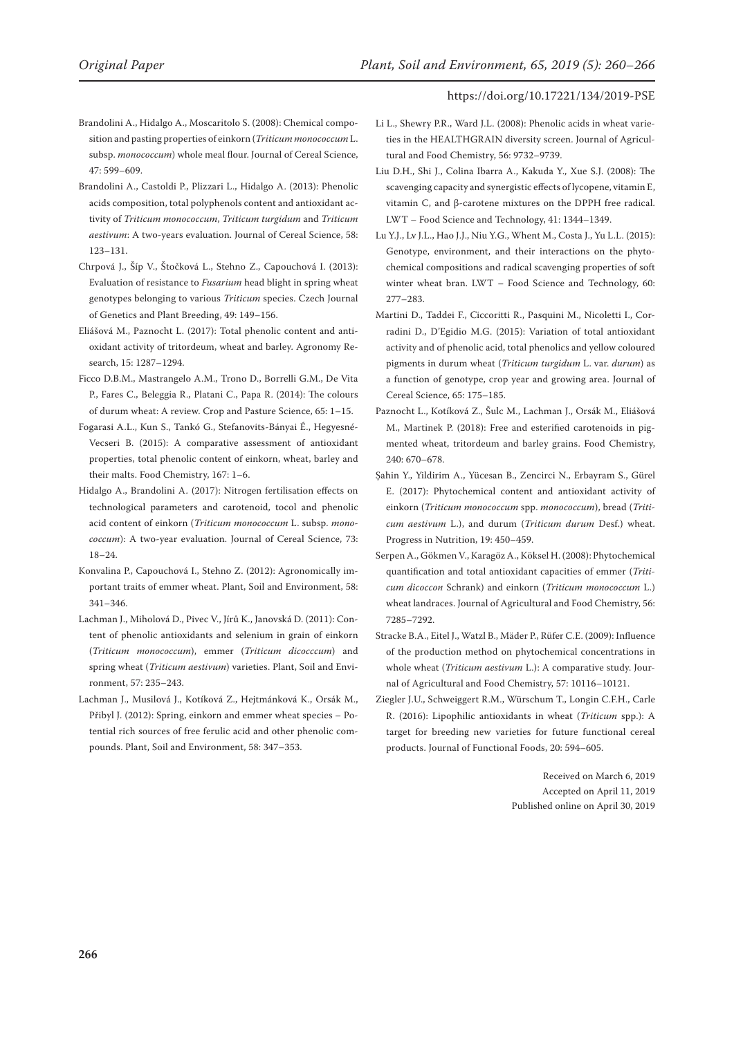Brandolini A., Hidalgo A., Moscaritolo S. (2008): Chemical composition and pasting properties of einkorn (*Triticum monococcum* L. subsp. *monococcum*) whole meal flour. Journal of Cereal Science, 47: 599–609.

Brandolini A., Castoldi P., Plizzari L., Hidalgo A. (2013): Phenolic acids composition, total polyphenols content and antioxidant activity of *Triticum monococcum*, *Triticum turgidum* and *Triticum aestivum*: A two-years evaluation. Journal of Cereal Science, 58: 123–131.

Chrpová J., Šíp V., Štočková L., Stehno Z., Capouchová I. (2013): Evaluation of resistance to *Fusarium* head blight in spring wheat genotypes belonging to various *Triticum* species. Czech Journal of Genetics and Plant Breeding, 49: 149–156.

Eliášová M., Paznocht L. (2017): Total phenolic content and antioxidant activity of tritordeum, wheat and barley. Agronomy Research, 15: 1287–1294.

Ficco D.B.M., Mastrangelo A.M., Trono D., Borrelli G.M., De Vita P., Fares C., Beleggia R., Platani C., Papa R. (2014): The colours of durum wheat: A review. Crop and Pasture Science, 65: 1–15.

Fogarasi A.L., Kun S., Tankó G., Stefanovits-Bányai É., Hegyesné-Vecseri B. (2015): A comparative assessment of antioxidant properties, total phenolic content of einkorn, wheat, barley and their malts. Food Chemistry, 167: 1–6.

Hidalgo A., Brandolini A. (2017): Nitrogen fertilisation effects on technological parameters and carotenoid, tocol and phenolic acid content of einkorn (*Triticum monococcum* L. subsp. *monococcum*): A two-year evaluation. Journal of Cereal Science, 73: 18–24.

Konvalina P., Capouchová I., Stehno Z. (2012): Agronomically important traits of emmer wheat. Plant, Soil and Environment, 58: 341–346.

Lachman J., Miholová D., Pivec V., Jírů K., Janovská D. (2011): Content of phenolic antioxidants and selenium in grain of einkorn (*Triticum monococcum*), emmer (*Triticum dicocccum*) and spring wheat (*Triticum aestivum*) varieties. Plant, Soil and Environment, 57: 235–243.

Lachman J., Musilová J., Kotíková Z., Hejtmánková K., Orsák M., Přibyl J. (2012): Spring, einkorn and emmer wheat species – Potential rich sources of free ferulic acid and other phenolic compounds. Plant, Soil and Environment, 58: 347–353.

Li L., Shewry P.R., Ward J.L. (2008): Phenolic acids in wheat varieties in the HEALTHGRAIN diversity screen. Journal of Agricultural and Food Chemistry, 56: 9732–9739.

Liu D.H., Shi J., Colina Ibarra A., Kakuda Y., Xue S.J. (2008): The scavenging capacity and synergistic effects of lycopene, vitamin E, vitamin C, and β-carotene mixtures on the DPPH free radical. LWT – Food Science and Technology, 41: 1344–1349.

Lu Y.J., Lv J.L., Hao J.J., Niu Y.G., Whent M., Costa J., Yu L.L. (2015): Genotype, environment, and their interactions on the phytochemical compositions and radical scavenging properties of soft winter wheat bran. LWT – Food Science and Technology, 60: 277–283.

Martini D., Taddei F., Ciccoritti R., Pasquini M., Nicoletti I., Corradini D., D'Egidio M.G. (2015): Variation of total antioxidant activity and of phenolic acid, total phenolics and yellow coloured pigments in durum wheat (*Triticum turgidum* L. var. *durum*) as a function of genotype, crop year and growing area. Journal of Cereal Science, 65: 175–185.

Paznocht L., Kotíková Z., Šulc M., Lachman J., Orsák M., Eliášová M., Martinek P. (2018): Free and esterified carotenoids in pigmented wheat, tritordeum and barley grains. Food Chemistry, 240: 670–678.

Şahin Y., Yildirim A., Yücesan B., Zencirci N., Erbayram S., Gürel E. (2017): Phytochemical content and antioxidant activity of einkorn (*Triticum monococcum* spp. *monococcum*), bread (*Triticum aestivum* L.), and durum (*Triticum durum* Desf.) wheat. Progress in Nutrition, 19: 450–459.

Serpen A., Gökmen V., Karagöz A., Köksel H. (2008): Phytochemical quantification and total antioxidant capacities of emmer (*Triticum dicoccon* Schrank) and einkorn (*Triticum monococcum* L.) wheat landraces. Journal of Agricultural and Food Chemistry, 56: 7285–7292.

Stracke B.A., Eitel J., Watzl B., Mäder P., Rüfer C.E. (2009): Influence of the production method on phytochemical concentrations in whole wheat (*Triticum aestivum* L.): A comparative study. Journal of Agricultural and Food Chemistry, 57: 10116–10121.

Ziegler J.U., Schweiggert R.M., Würschum T., Longin C.F.H., Carle R. (2016): Lipophilic antioxidants in wheat (*Triticum* spp.): A target for breeding new varieties for future functional cereal products. Journal of Functional Foods, 20: 594–605.

Received on March 6, 2019
Accepted on April 11, 2019
Published online on April 30, 2019